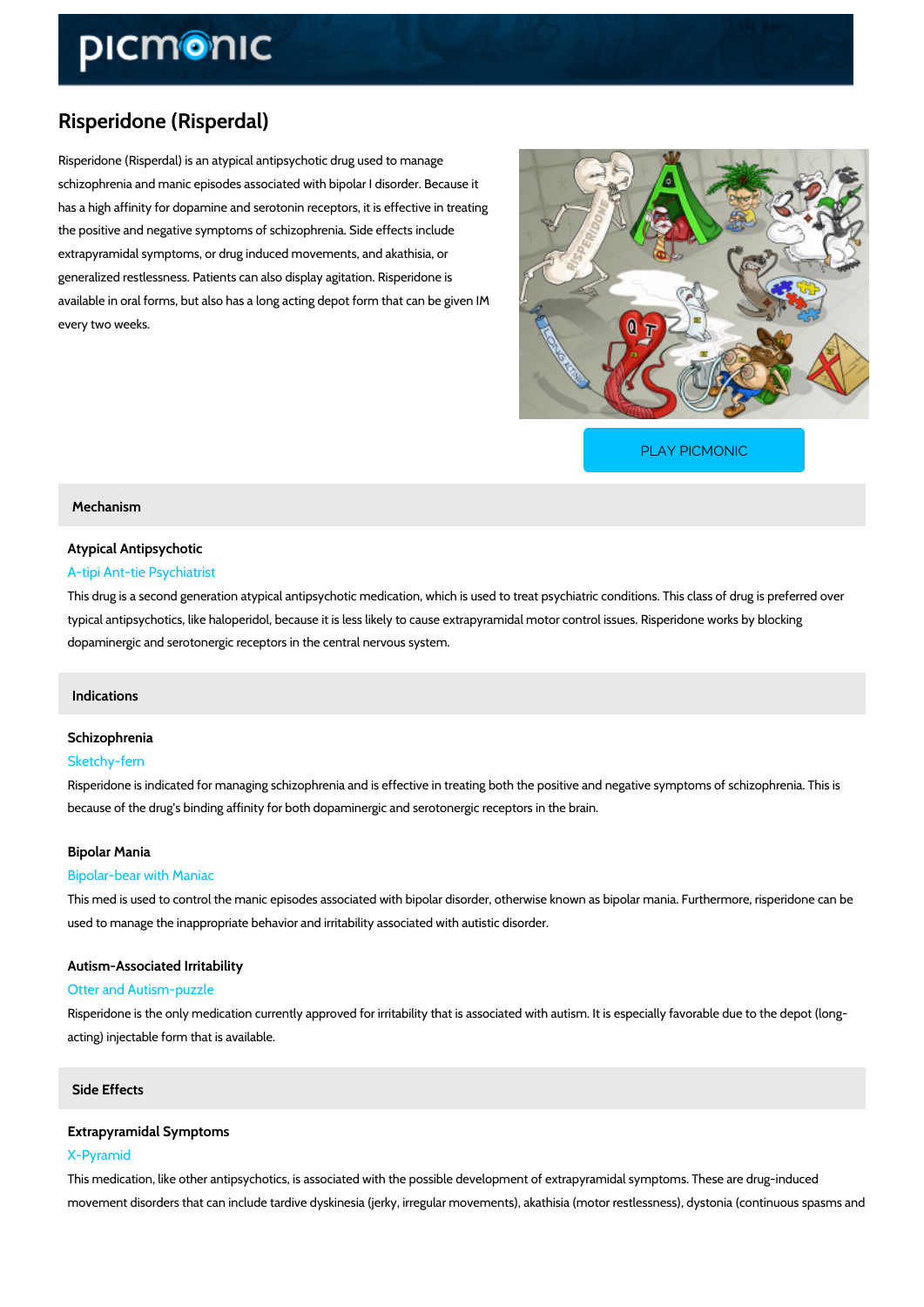# Risperidone (Risperdal)

Risperidone (Risperdal) is an atypical antipsychotic drug used to manage schizophrenia and manic episodes associated with bipolar I disorder. Because it has a high affinity for dopamine and serotonin receptors, it is effective in treating the positive and negative symptoms of schizophrenia. Side effects include extrapyramidal symptoms, or drug induced movements, and akathisia, or generalized restlessness. Patients can also display agitation. Risperidone is available in oral forms, but also has a long acting depot form that can be given IM every two weeks.

PLAY PICMONIC

## Mechanism

### Atypical Antipsychotic

A-tipi Ant-tie Psychiatrist

This drug is a second generation atypical antipsychotic medication, which is used to treat psychiatric conditions. This class of drug is preferred over typical antipsychotics, like haloperidol, because it is less likely to cause extrapyramidal motor control issues. Risperidone works by blocking dopaminergic and serotonergic receptors in the central nervous system.

## Indications

### Schizophrenia

Sketchy-fern

Risperidone is indicated for managing schizophrenia and is effective in treating both the positive and negative symptoms of schizophrenia. This is because of the drug's binding affinity for both dopaminergic and serotonergic receptors in the brain.

### Bipolar Mania

Bipolar-bear with Maniac

This med is used to control the manic episodes associated with bipolar disorder, otherwise known as bipolar mania. Furthermore, risperidone can be used to manage the inappropriate behavior and irritability associated with autistic disorder.

### Autism-Associated Irritability

Otter and Autism-puzzle

Risperidone is the only medication currently approved for irritability that is associated with autism. It is especially favorable due to the depot (long-acting) injectable form that is available.

## Side Effects

### Extrapyramidal Symptoms

X-Pyramid

This medication, like other antipsychotics, is associated with the possible development of extrapyramidal symptoms. These are drug-induced movement disorders that can include tardive dyskinesia (jerky, irregular movements), akathisia (motor restlessness), dystonia (continuous spasms and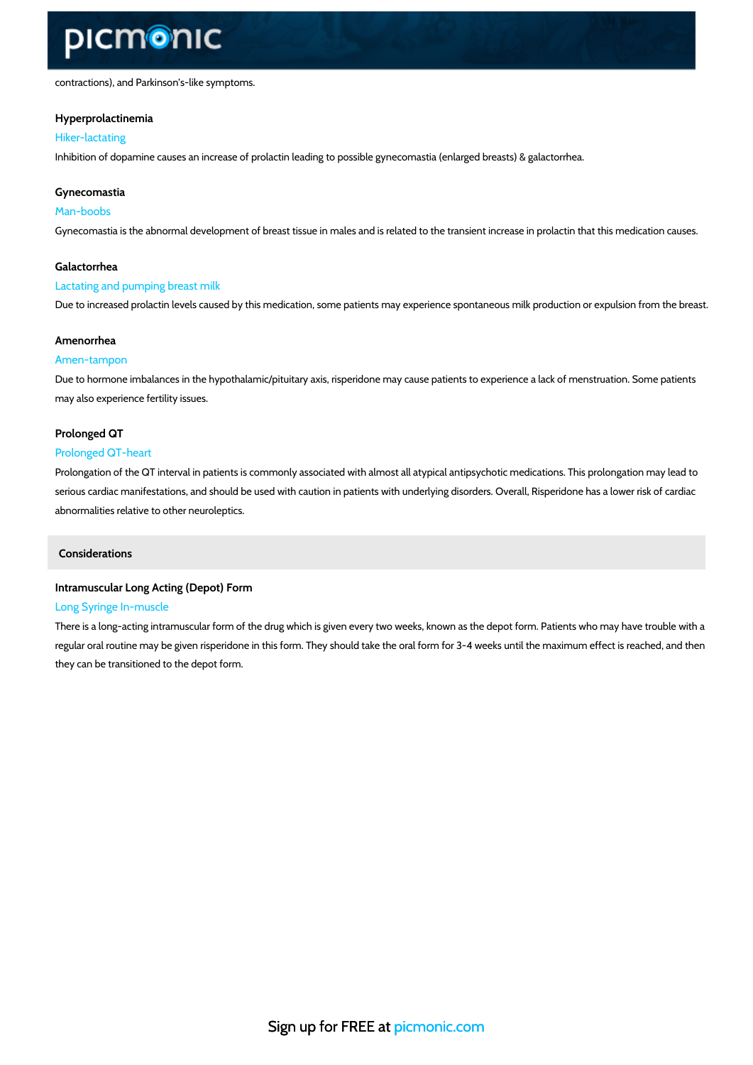contractions), and Parkinson's-like symptoms.

### Hyperprolactinemia

Hiker-lactating

Inhibition of dopamine causes an increase of prolactin leading to possible gynecomastia (enlarged breasts) & galactorrhea.

### Gynecomastia

Man-boobs

Gynecomastia is the abnormal development of breast tissue in males and is related to the transient increase in prolactin that this medication causes.

### Galactorrhea

Lactating and pumping breast milk

Due to increased prolactin levels caused by this medication, some patients may experience spontaneous milk production or expulsion from the breast.

### Amenorrhea

Amen-tampon

Due to hormone imbalances in the hypothalamic/pituitary axis, risperidone may cause patients to experience a lack of menstruation. Some patients may also experience fertility issues.

### Prolonged QT

Prolonged QT-heart

Prolongation of the QT interval in patients is commonly associated with almost all atypical antipsychotic medications. This prolongation may lead to serious cardiac manifestations, and should be used with caution in patients with underlying disorders. Overall, Risperidone has a lower risk of cardiac abnormalities relative to other neuroleptics.

## Considerations

### Intramuscular Long Acting (Depot) Form

Long Syringe In-muscle

There is a long-acting intramuscular form of the drug which is given every two weeks, known as the depot form. Patients who may have trouble with a regular oral routine may be given risperidone in this form. They should take the oral form for 3-4 weeks until the maximum effect is reached, and then they can be transitioned to the depot form.